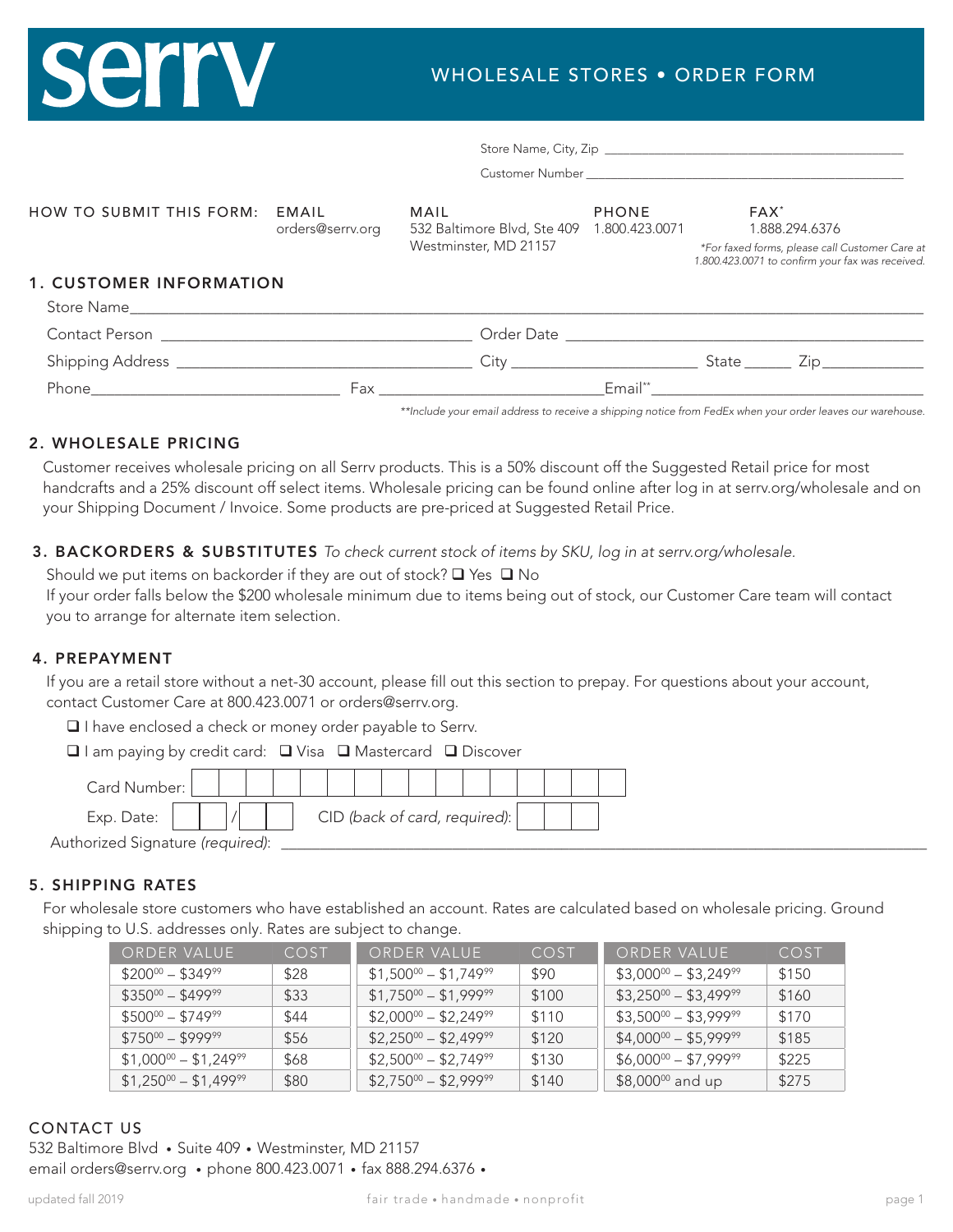# serrv

## WHOLESALE STORES • ORDER FORM

Store Name, City, Zip ____________________________________________

Customer Number ______________________________________________

**HOW TO SUBMIT THIS FORM:**

| EMAIL | MAIL | PHONE | FAX* |
|---|---|---|---|
| orders@serrv.org | 532 Baltimore Blvd, Ste 409 Westminster, MD 21157 | 1.800.423.0071 | 1.888.294.6376 |

*\*For faxed forms, please call Customer Care at 1.800.423.0071 to confirm your fax was received.*

## 1. CUSTOMER INFORMATION

Store Name________________________________________________________________

Contact Person ______________________________ Order Date ______________________________

Shipping Address ____________________________ City __________________ State ______ Zip ____________

Phone______________________________ Fax __________________________Email**______________________________

*\*\*Include your email address to receive a shipping notice from FedEx when your order leaves our warehouse.*

## 2. WHOLESALE PRICING

Customer receives wholesale pricing on all Serrv products. This is a 50% discount off the Suggested Retail price for most handcrafts and a 25% discount off select items. Wholesale pricing can be found online after log in at serrv.org/wholesale and on your Shipping Document / Invoice. Some products are pre-priced at Suggested Retail Price.

## 3. BACKORDERS & SUBSTITUTES *To check current stock of items by SKU, log in at serrv.org/wholesale.*

Should we put items on backorder if they are out of stock? ❑ Yes ❑ No

If your order falls below the $200 wholesale minimum due to items being out of stock, our Customer Care team will contact you to arrange for alternate item selection.

## 4. PREPAYMENT

If you are a retail store without a net-30 account, please fill out this section to prepay. For questions about your account, contact Customer Care at 800.423.0071 or orders@serrv.org.

❑ I have enclosed a check or money order payable to Serrv.

❑ I am paying by credit card: ❑ Visa ❑ Mastercard ❑ Discover

Card Number: ☐☐☐☐☐☐☐☐☐☐☐☐☐☐☐☐

Exp. Date: ☐☐/☐☐ CID *(back of card, required)*: ☐☐☐

Authorized Signature *(required)*: ______________________________________________

## 5. SHIPPING RATES

For wholesale store customers who have established an account. Rates are calculated based on wholesale pricing. Ground shipping to U.S. addresses only. Rates are subject to change.

| ORDER VALUE | COST | ORDER VALUE | COST | ORDER VALUE | COST |
|---|---|---|---|---|---|
| $200.00 – $349.99 | $28 | $1,500.00 – $1,749.99 | $90 | $3,000.00 – $3,249.99 | $150 |
| $350.00 – $499.99 | $33 | $1,750.00 – $1,999.99 | $100 | $3,250.00 – $3,499.99 | $160 |
| $500.00 – $749.99 | $44 | $2,000.00 – $2,249.99 | $110 | $3,500.00 – $3,999.99 | $170 |
| $750.00 – $999.99 | $56 | $2,250.00 – $2,499.99 | $120 | $4,000.00 – $5,999.99 | $185 |
| $1,000.00 – $1,249.99 | $68 | $2,500.00 – $2,749.99 | $130 | $6,000.00 – $7,999.99 | $225 |
| $1,250.00 – $1,499.99 | $80 | $2,750.00 – $2,999.99 | $140 | $8,000.00 and up | $275 |

## CONTACT US

532 Baltimore Blvd • Suite 409 • Westminster, MD 21157

email orders@serrv.org • phone 800.423.0071 • fax 888.294.6376 •

updated fall 2019

fair trade • handmade • nonprofit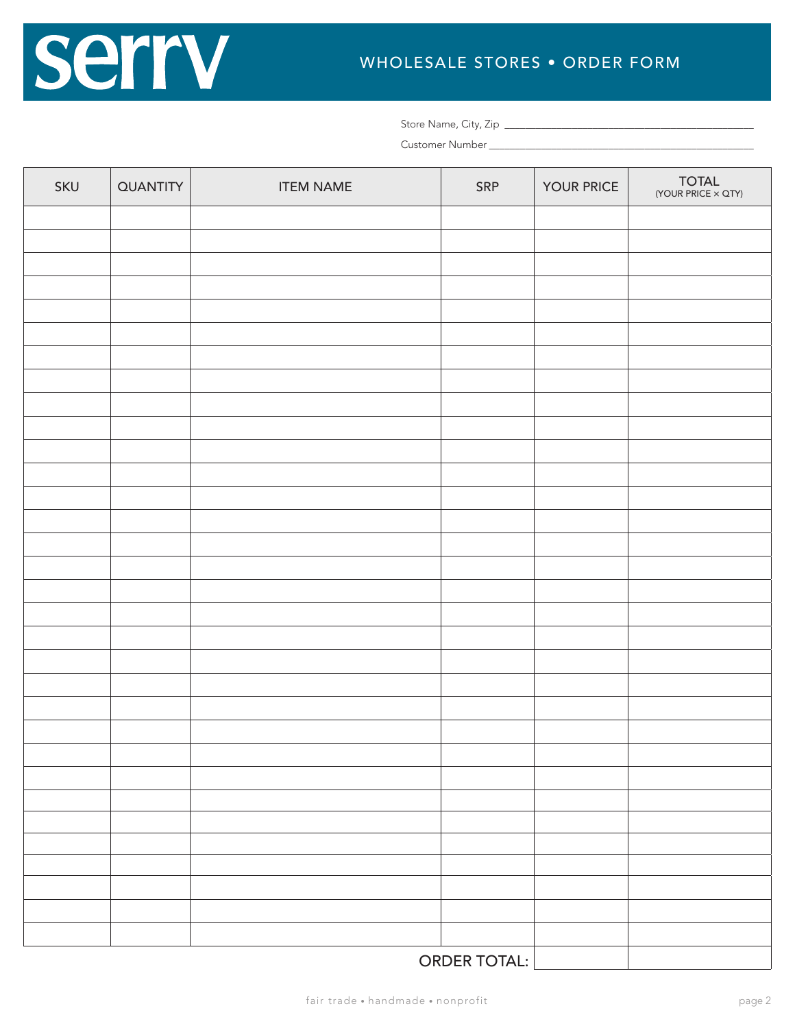# serrv

## WHOLESALE STORES • ORDER FORM

Store Name, City, Zip ______________________________________________

Customer Number ______________________________________________

| SKU | QUANTITY | ITEM NAME | SRP | YOUR PRICE | TOTAL (YOUR PRICE × QTY) |
|---|---|---|---|---|---|
| | | | | | |
| | | | | | |
| | | | | | |
| | | | | | |
| | | | | | |
| | | | | | |
| | | | | | |
| | | | | | |
| | | | | | |
| | | | | | |
| | | | | | |
| | | | | | |
| | | | | | |
| | | | | | |
| | | | | | |
| | | | | | |
| | | | | | |
| | | | | | |
| | | | | | |
| | | | | | |
| | | | | | |
| | | | | | |
| | | | | | |
| | | | | | |
| | | | | | |
| | | | | | |
| | | | | | |
| | | | | | |
| | | | | | |
| | | | | | |
| | | | | | |
| | | | | | |
| | | | | | |
| | | | ORDER TOTAL: | | |

fair trade • handmade • nonprofit